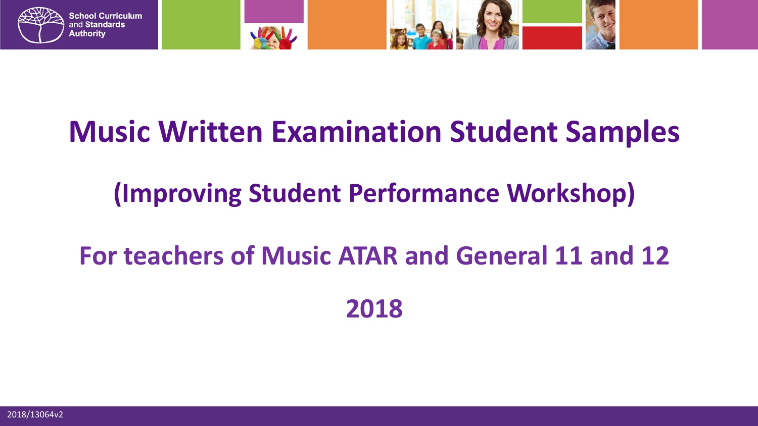# Music Written Examination Student Samples

## (Improving Student Performance Workshop)

## For teachers of Music ATAR and General 11 and 12

## 2018

2018/13064v2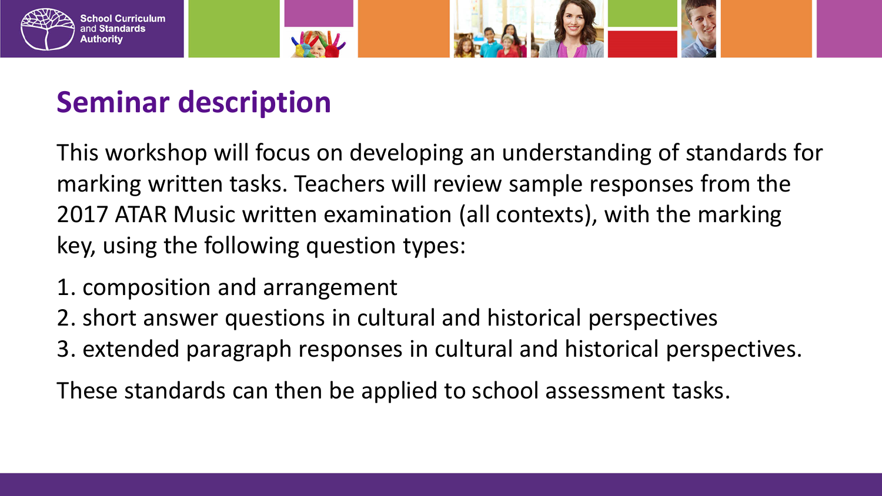# Seminar description

This workshop will focus on developing an understanding of standards for marking written tasks. Teachers will review sample responses from the 2017 ATAR Music written examination (all contexts), with the marking key, using the following question types:

1. composition and arrangement
2. short answer questions in cultural and historical perspectives
3. extended paragraph responses in cultural and historical perspectives.

These standards can then be applied to school assessment tasks.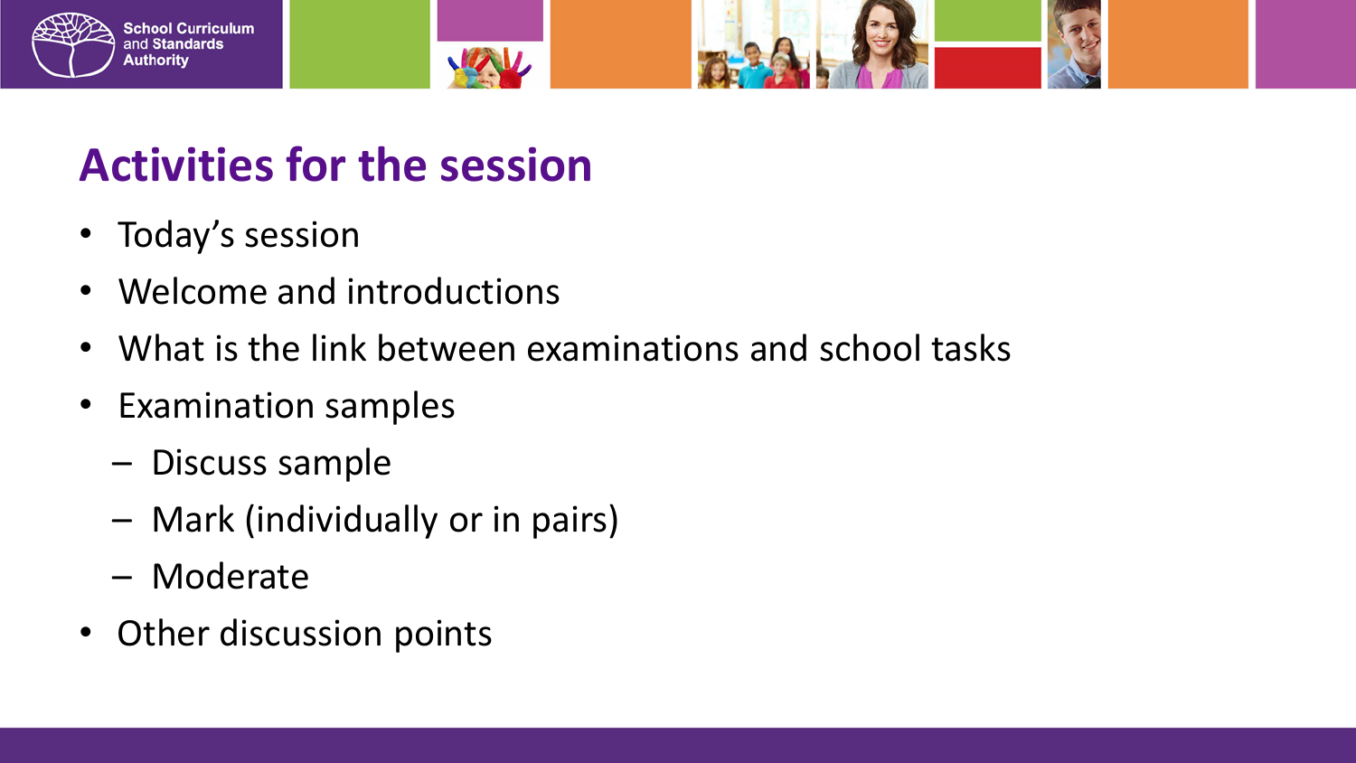# Activities for the session

- Today's session
- Welcome and introductions
- What is the link between examinations and school tasks
- Examination samples
  - Discuss sample
  - Mark (individually or in pairs)
  - Moderate
- Other discussion points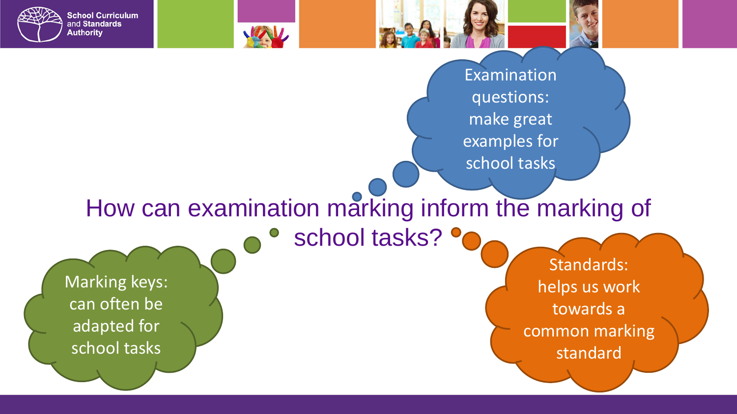# How can examination marking inform the marking of school tasks?

**Examination questions:** make great examples for school tasks

**Marking keys:** can often be adapted for school tasks

**Standards:** helps us work towards a common marking standard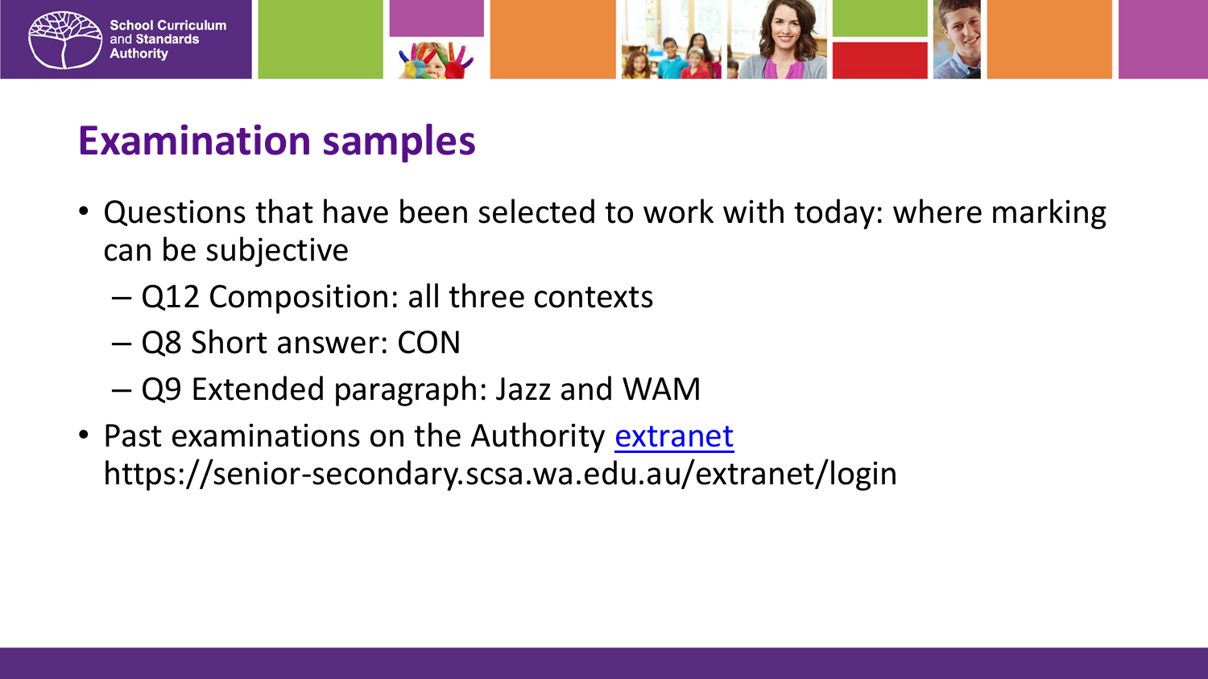# Examination samples

- Questions that have been selected to work with today: where marking can be subjective
  - Q12 Composition: all three contexts
  - Q8 Short answer: CON
  - Q9 Extended paragraph: Jazz and WAM
- Past examinations on the Authority [extranet](https://senior-secondary.scsa.wa.edu.au/extranet/login) https://senior-secondary.scsa.wa.edu.au/extranet/login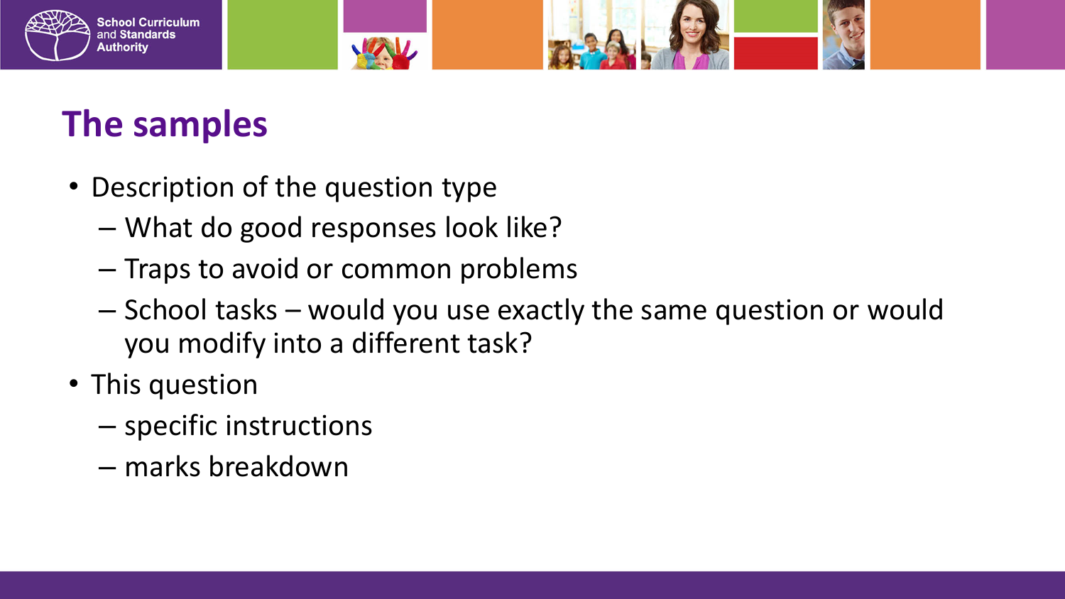# The samples

- Description of the question type
  - What do good responses look like?
  - Traps to avoid or common problems
  - School tasks – would you use exactly the same question or would you modify into a different task?
- This question
  - specific instructions
  - marks breakdown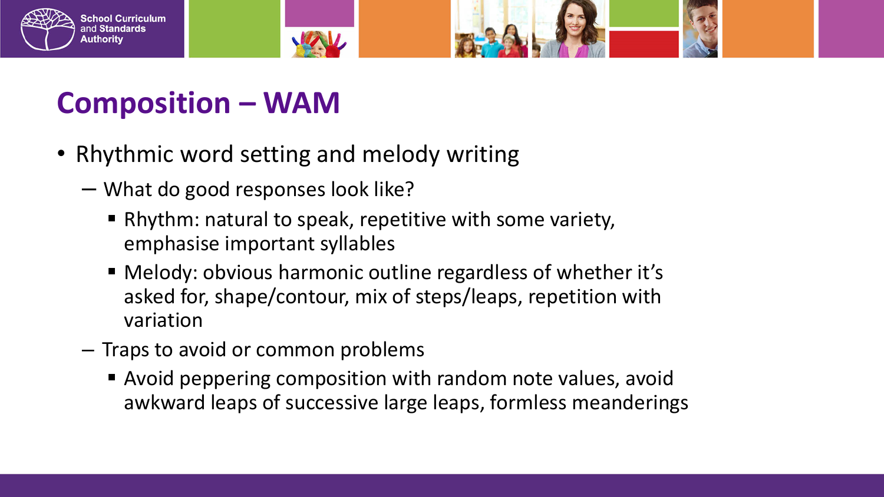# Composition – WAM

- Rhythmic word setting and melody writing
  - What do good responses look like?
    - Rhythm: natural to speak, repetitive with some variety, emphasise important syllables
    - Melody: obvious harmonic outline regardless of whether it's asked for, shape/contour, mix of steps/leaps, repetition with variation
  - Traps to avoid or common problems
    - Avoid peppering composition with random note values, avoid awkward leaps of successive large leaps, formless meanderings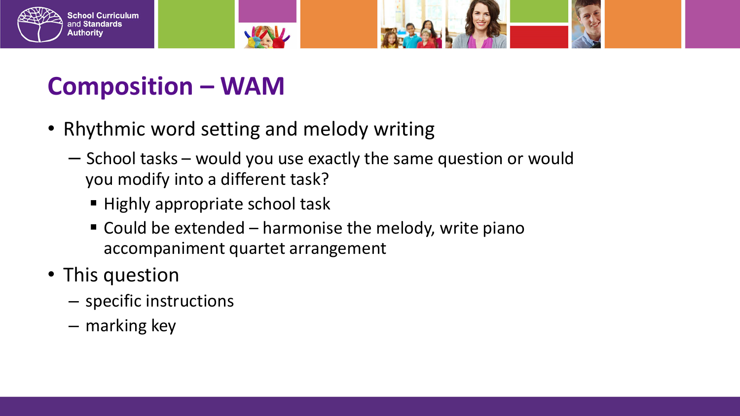# Composition – WAM

- Rhythmic word setting and melody writing
  - School tasks – would you use exactly the same question or would you modify into a different task?
    - Highly appropriate school task
    - Could be extended – harmonise the melody, write piano accompaniment quartet arrangement
- This question
  - specific instructions
  - marking key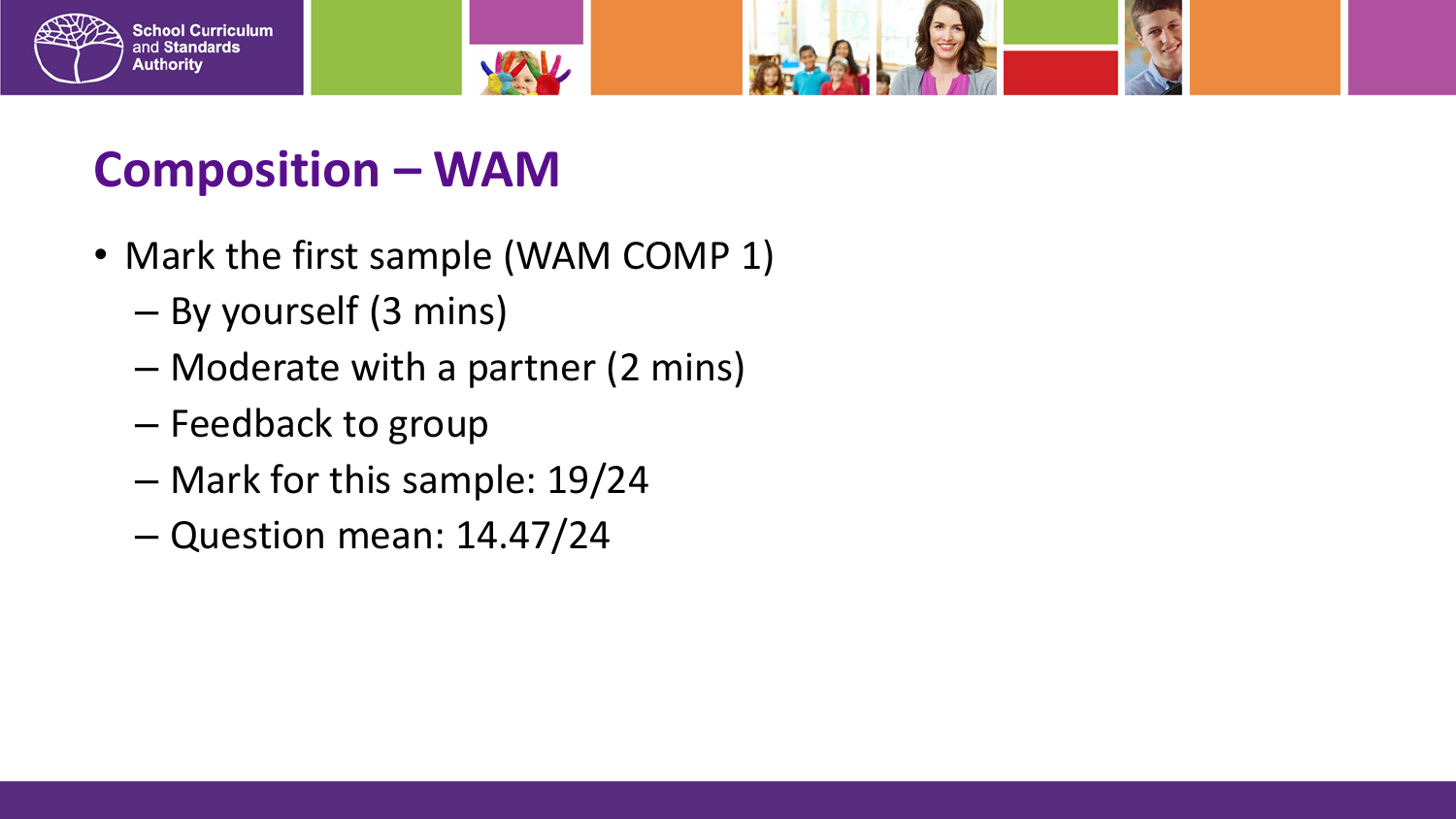# Composition – WAM

- Mark the first sample (WAM COMP 1)
  - By yourself (3 mins)
  - Moderate with a partner (2 mins)
  - Feedback to group
  - Mark for this sample: 19/24
  - Question mean: 14.47/24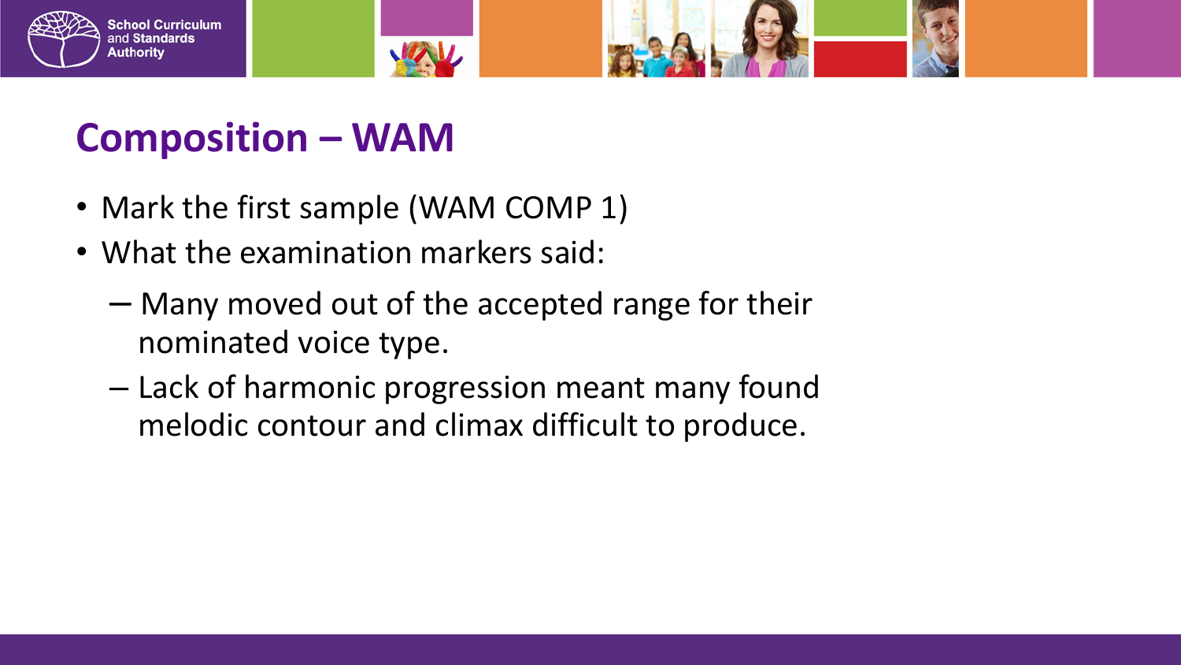# Composition – WAM

- Mark the first sample (WAM COMP 1)
- What the examination markers said:
  - Many moved out of the accepted range for their nominated voice type.
  - Lack of harmonic progression meant many found melodic contour and climax difficult to produce.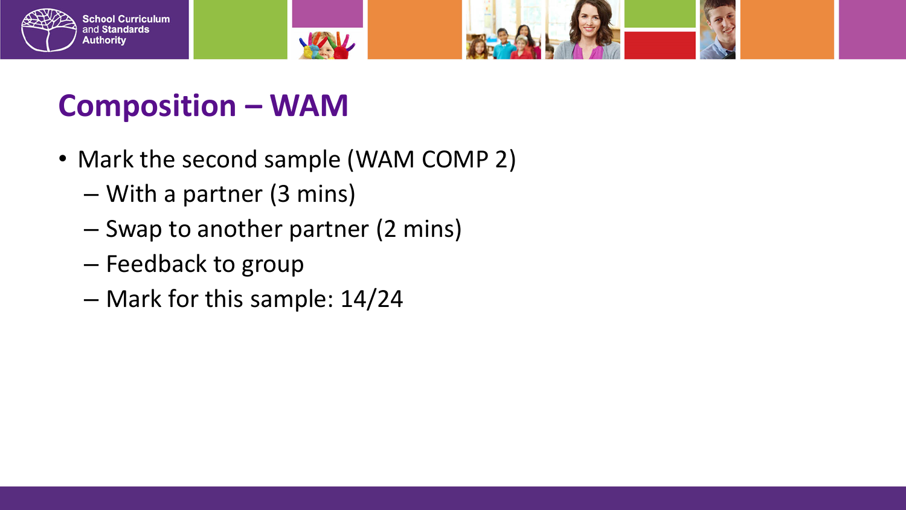# Composition – WAM

- Mark the second sample (WAM COMP 2)
  - With a partner (3 mins)
  - Swap to another partner (2 mins)
  - Feedback to group
  - Mark for this sample: 14/24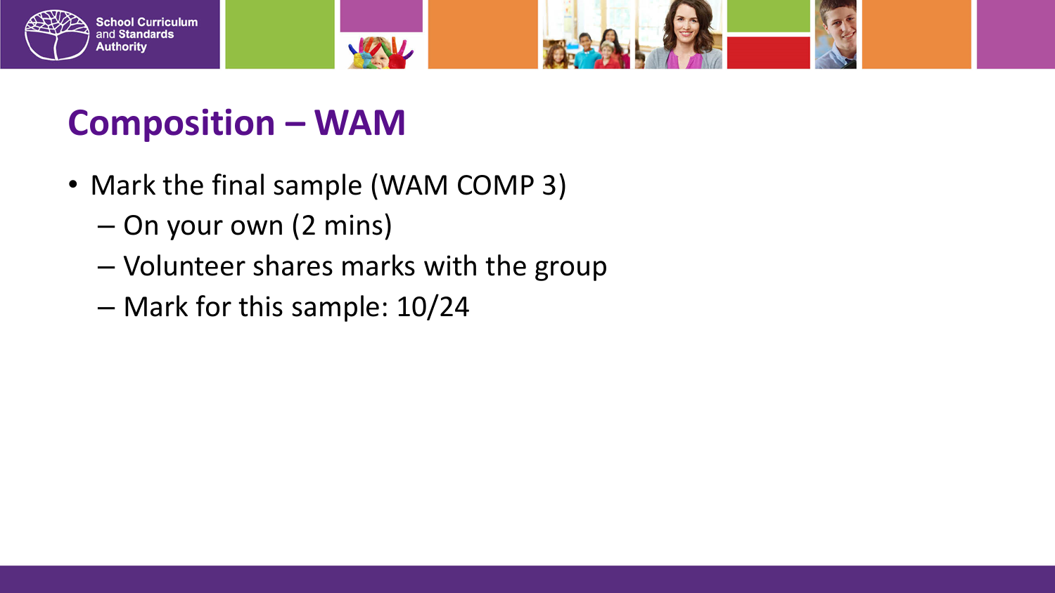# Composition – WAM

- Mark the final sample (WAM COMP 3)
  - On your own (2 mins)
  - Volunteer shares marks with the group
  - Mark for this sample: 10/24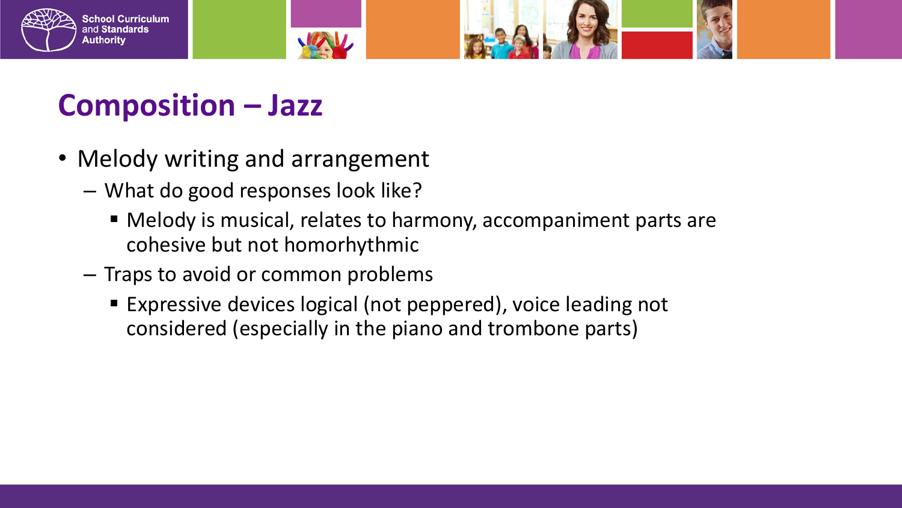# Composition – Jazz

- Melody writing and arrangement
  - What do good responses look like?
    - Melody is musical, relates to harmony, accompaniment parts are cohesive but not homorhythmic
  - Traps to avoid or common problems
    - Expressive devices logical (not peppered), voice leading not considered (especially in the piano and trombone parts)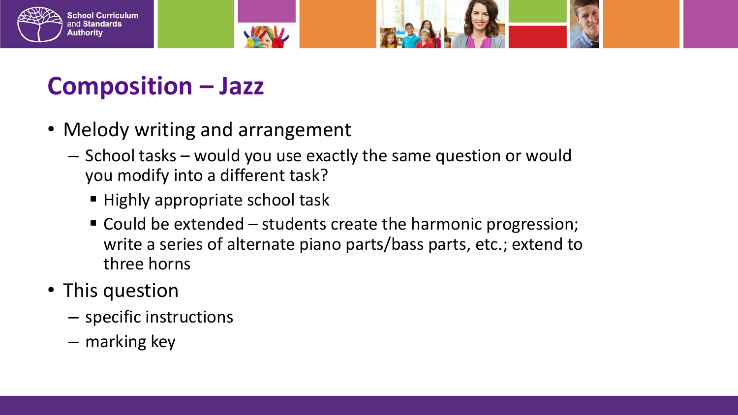# Composition – Jazz

- Melody writing and arrangement
  - School tasks – would you use exactly the same question or would you modify into a different task?
    - Highly appropriate school task
    - Could be extended – students create the harmonic progression; write a series of alternate piano parts/bass parts, etc.; extend to three horns
- This question
  - specific instructions
  - marking key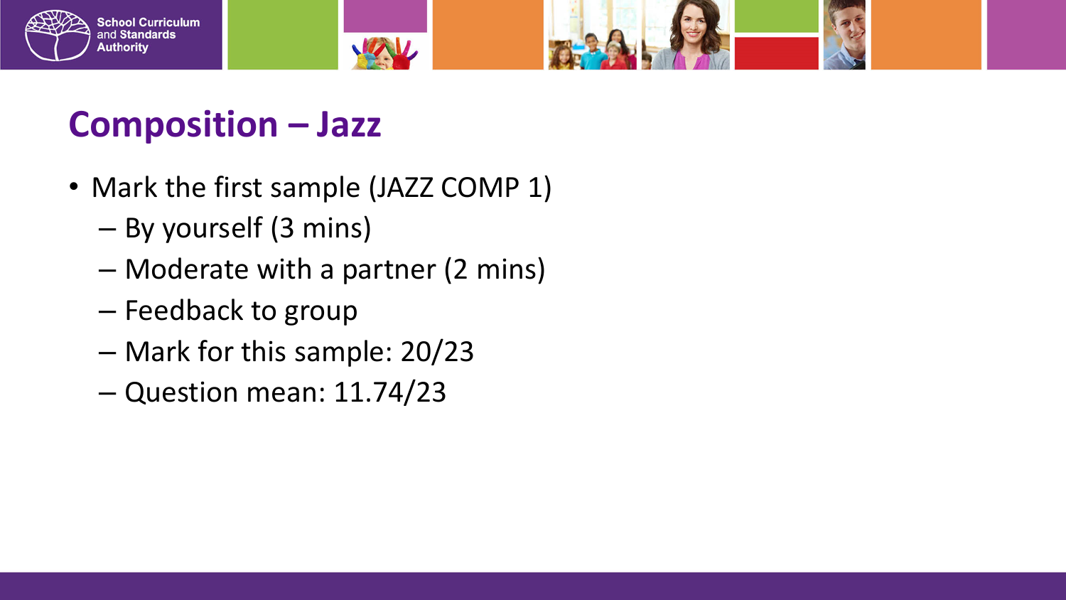# Composition – Jazz

- Mark the first sample (JAZZ COMP 1)
  - By yourself (3 mins)
  - Moderate with a partner (2 mins)
  - Feedback to group
  - Mark for this sample: 20/23
  - Question mean: 11.74/23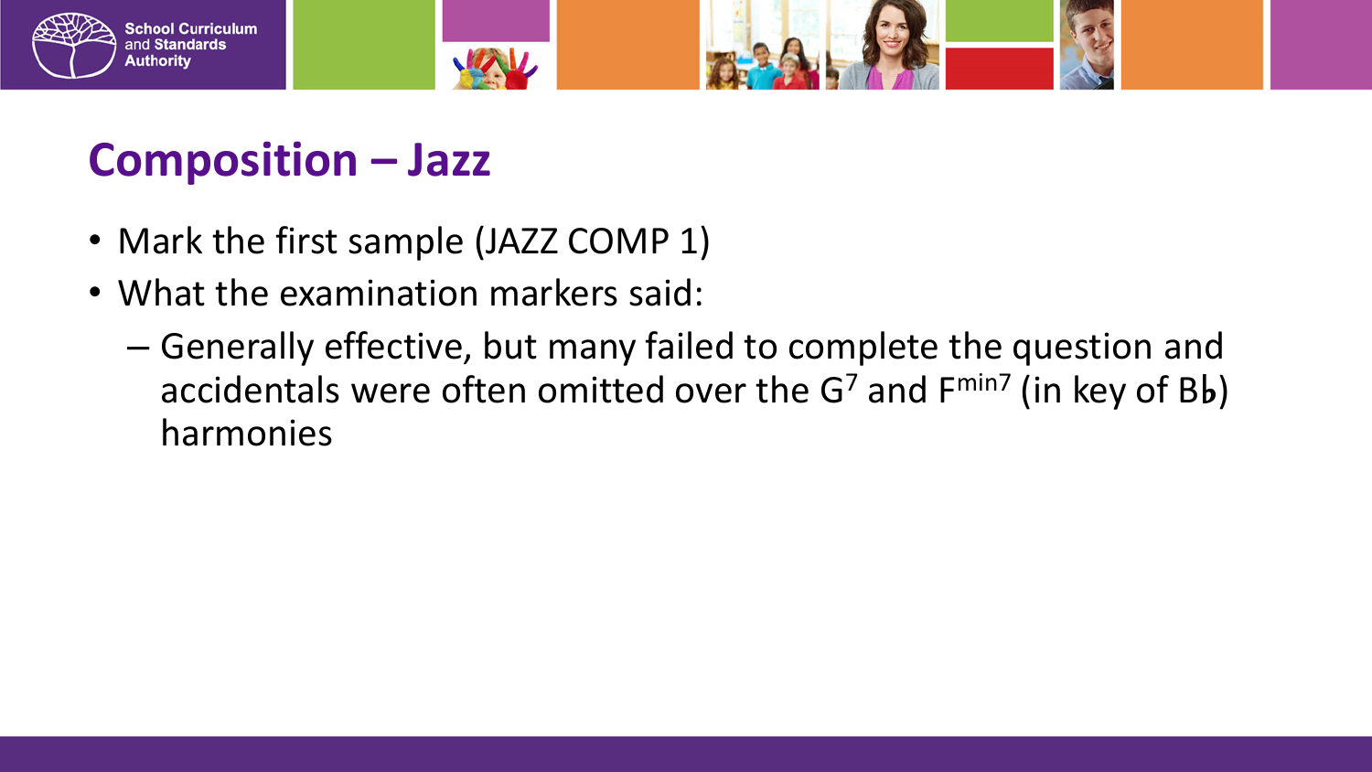# Composition – Jazz

- Mark the first sample (JAZZ COMP 1)
- What the examination markers said:
  - Generally effective, but many failed to complete the question and accidentals were often omitted over the $G^7$ and $F^{min7}$ (in key of B♭) harmonies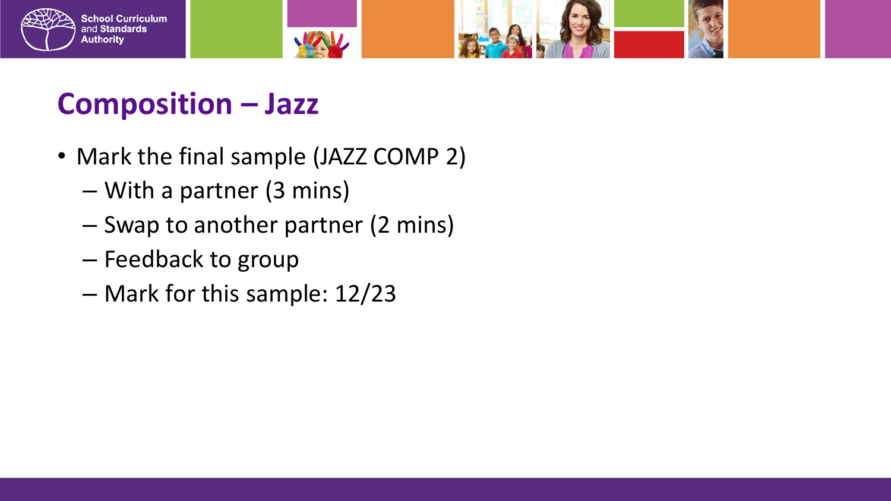# Composition – Jazz

- Mark the final sample (JAZZ COMP 2)
  - With a partner (3 mins)
  - Swap to another partner (2 mins)
  - Feedback to group
  - Mark for this sample: 12/23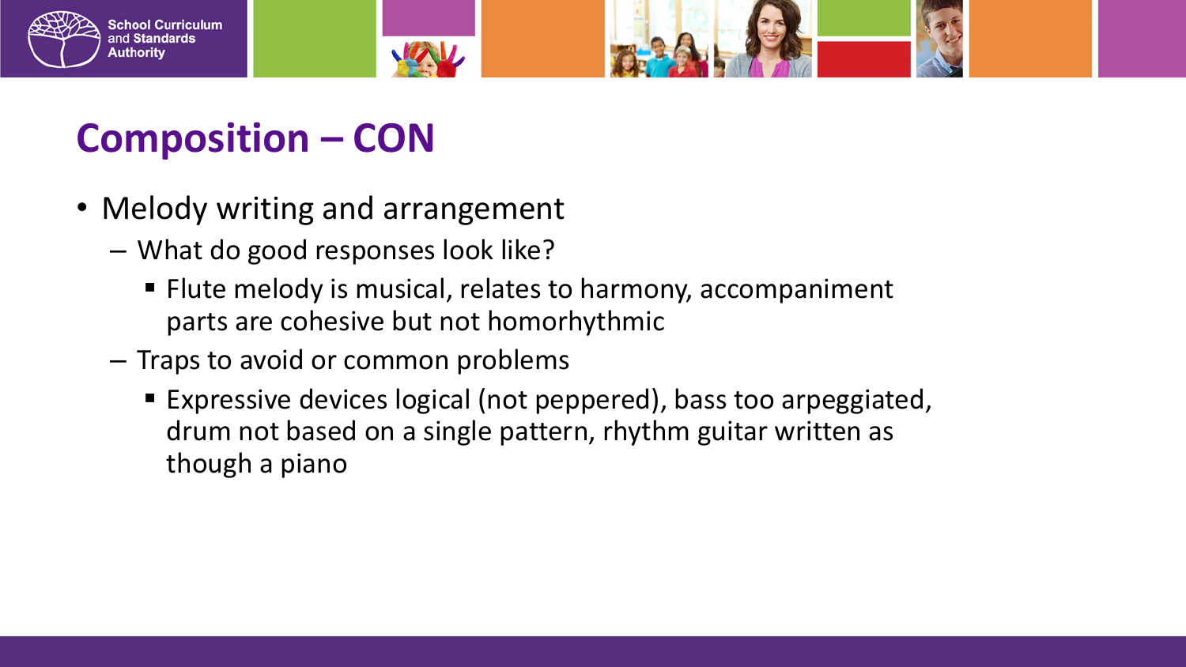# Composition – CON

- Melody writing and arrangement
  - What do good responses look like?
    - Flute melody is musical, relates to harmony, accompaniment parts are cohesive but not homorhythmic
  - Traps to avoid or common problems
    - Expressive devices logical (not peppered), bass too arpeggiated, drum not based on a single pattern, rhythm guitar written as though a piano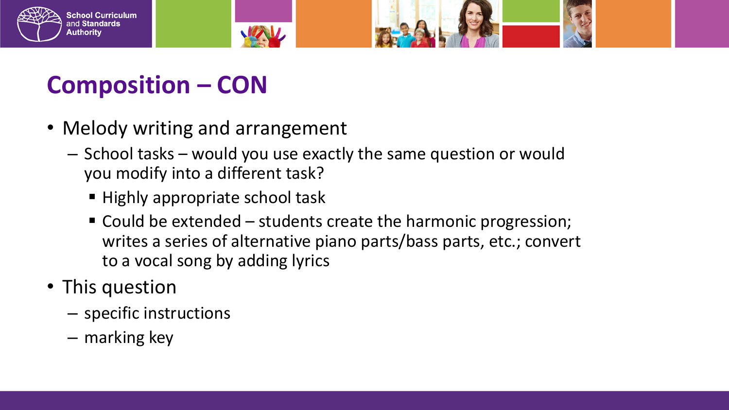# Composition – CON

- Melody writing and arrangement
  - School tasks – would you use exactly the same question or would you modify into a different task?
    - Highly appropriate school task
    - Could be extended – students create the harmonic progression; writes a series of alternative piano parts/bass parts, etc.; convert to a vocal song by adding lyrics
- This question
  - specific instructions
  - marking key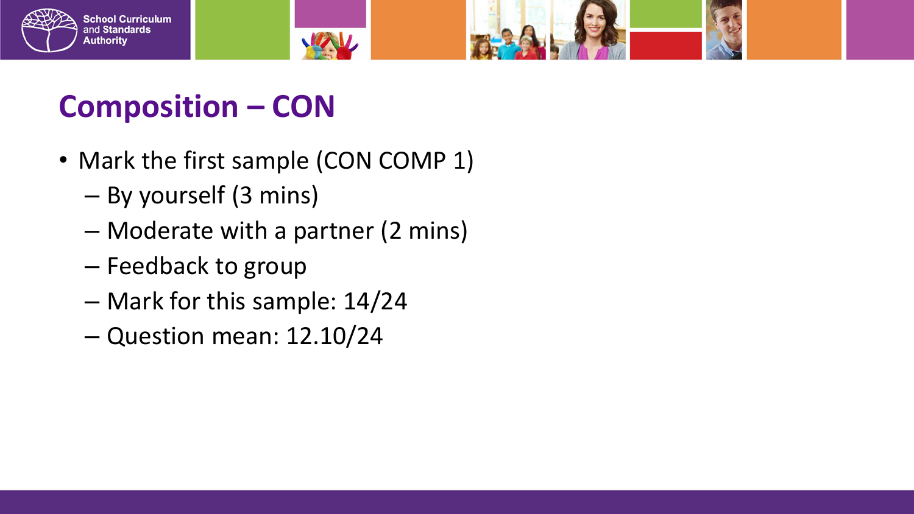# Composition – CON

- Mark the first sample (CON COMP 1)
  - By yourself (3 mins)
  - Moderate with a partner (2 mins)
  - Feedback to group
  - Mark for this sample: 14/24
  - Question mean: 12.10/24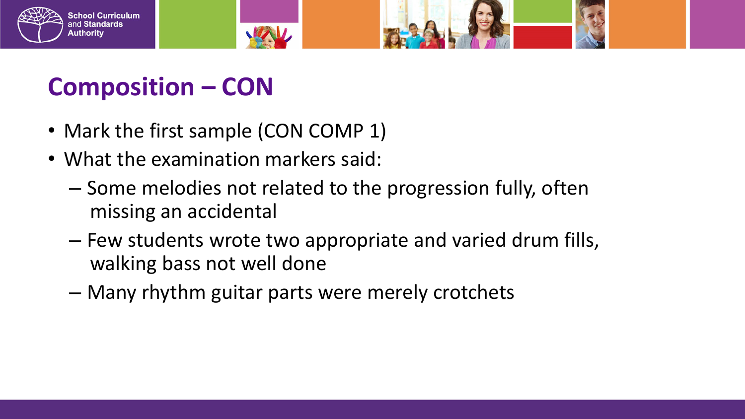# Composition – CON

- Mark the first sample (CON COMP 1)
- What the examination markers said:
  - Some melodies not related to the progression fully, often missing an accidental
  - Few students wrote two appropriate and varied drum fills, walking bass not well done
  - Many rhythm guitar parts were merely crotchets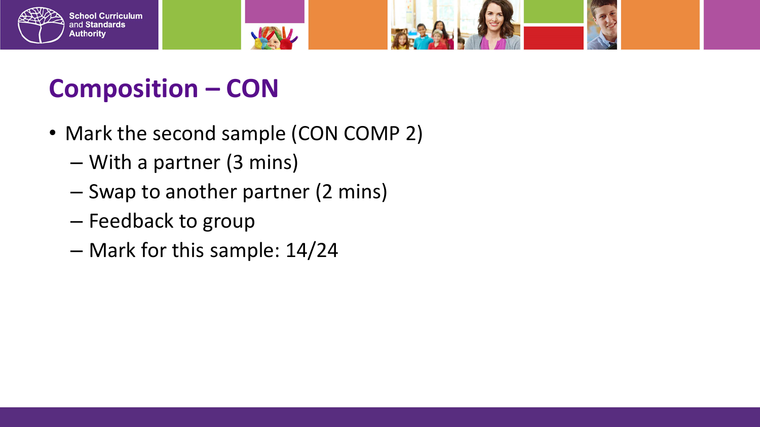# Composition – CON

- Mark the second sample (CON COMP 2)
  - With a partner (3 mins)
  - Swap to another partner (2 mins)
  - Feedback to group
  - Mark for this sample: 14/24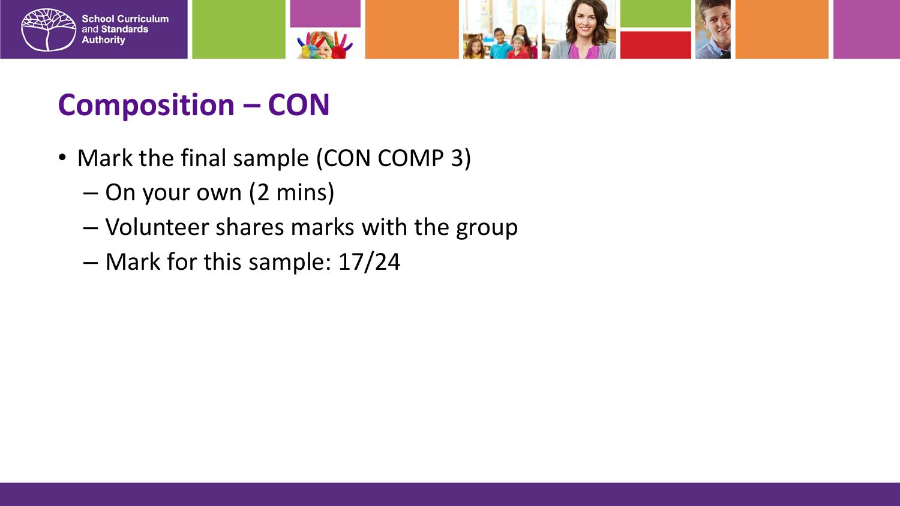# Composition – CON

- Mark the final sample (CON COMP 3)
  - On your own (2 mins)
  - Volunteer shares marks with the group
  - Mark for this sample: 17/24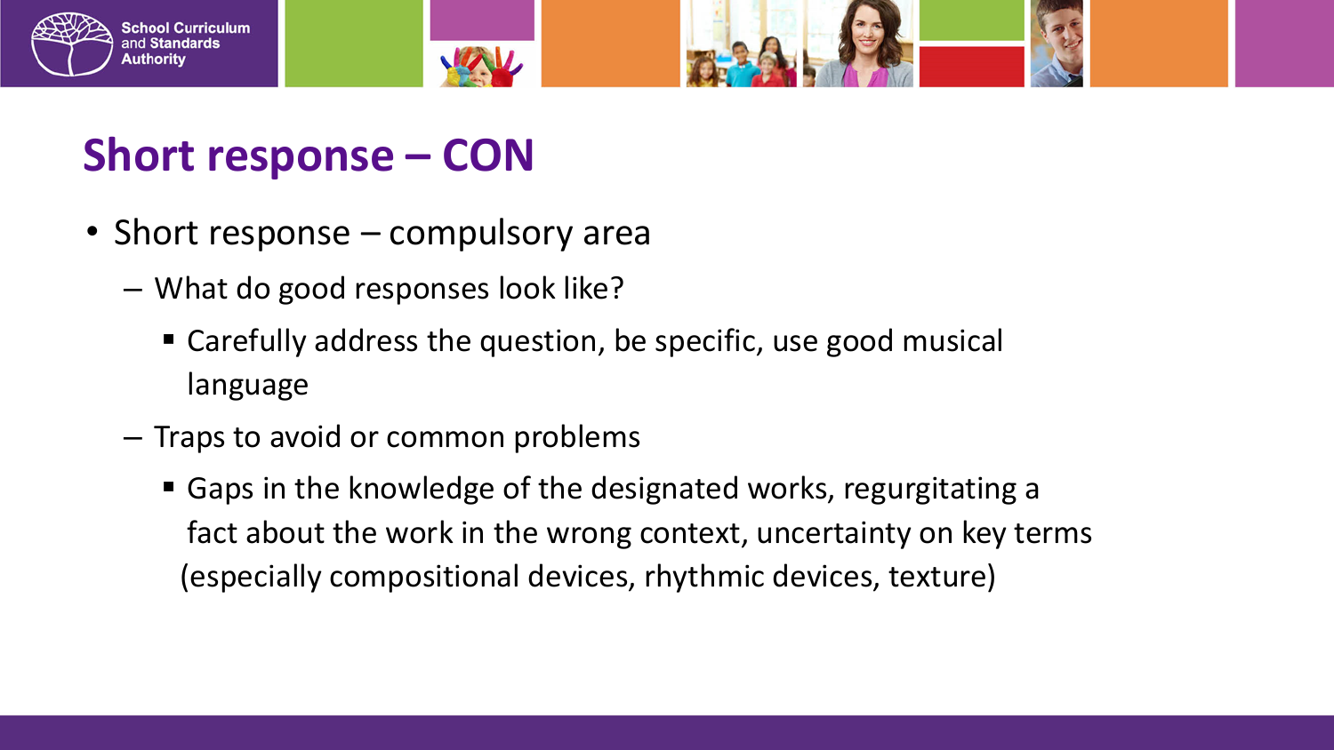# Short response – CON

- Short response – compulsory area
  - What do good responses look like?
    - Carefully address the question, be specific, use good musical language
  - Traps to avoid or common problems
    - Gaps in the knowledge of the designated works, regurgitating a fact about the work in the wrong context, uncertainty on key terms (especially compositional devices, rhythmic devices, texture)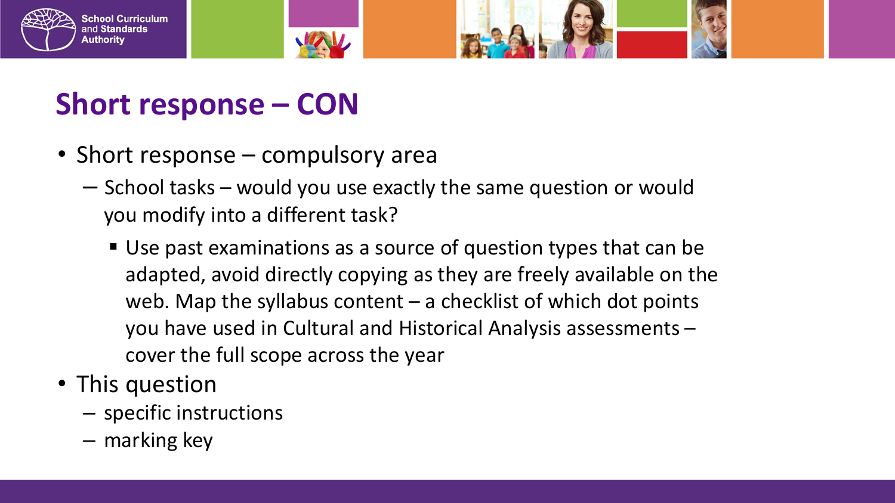# Short response – CON

- Short response – compulsory area
  - School tasks – would you use exactly the same question or would you modify into a different task?
    - Use past examinations as a source of question types that can be adapted, avoid directly copying as they are freely available on the web. Map the syllabus content – a checklist of which dot points you have used in Cultural and Historical Analysis assessments – cover the full scope across the year
- This question
  - specific instructions
  - marking key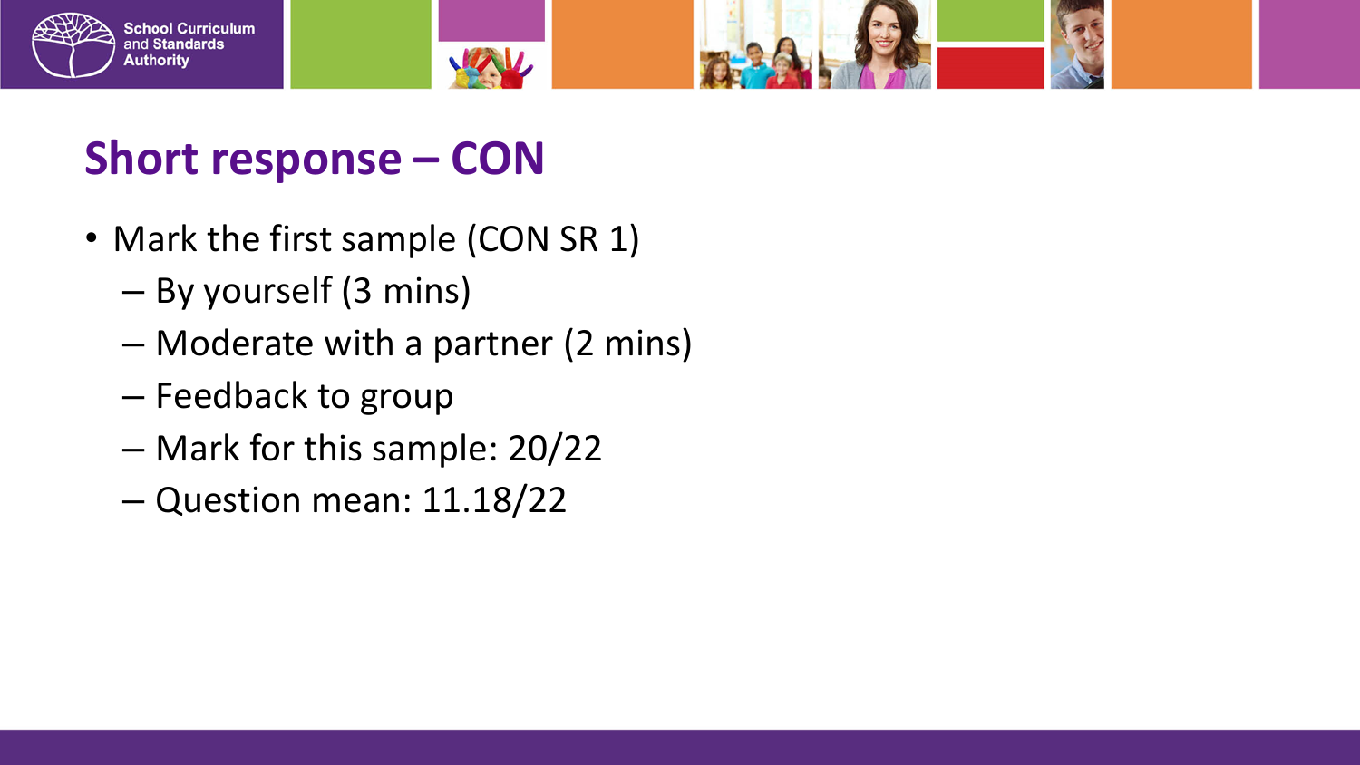# Short response – CON

- Mark the first sample (CON SR 1)
  - By yourself (3 mins)
  - Moderate with a partner (2 mins)
  - Feedback to group
  - Mark for this sample: 20/22
  - Question mean: 11.18/22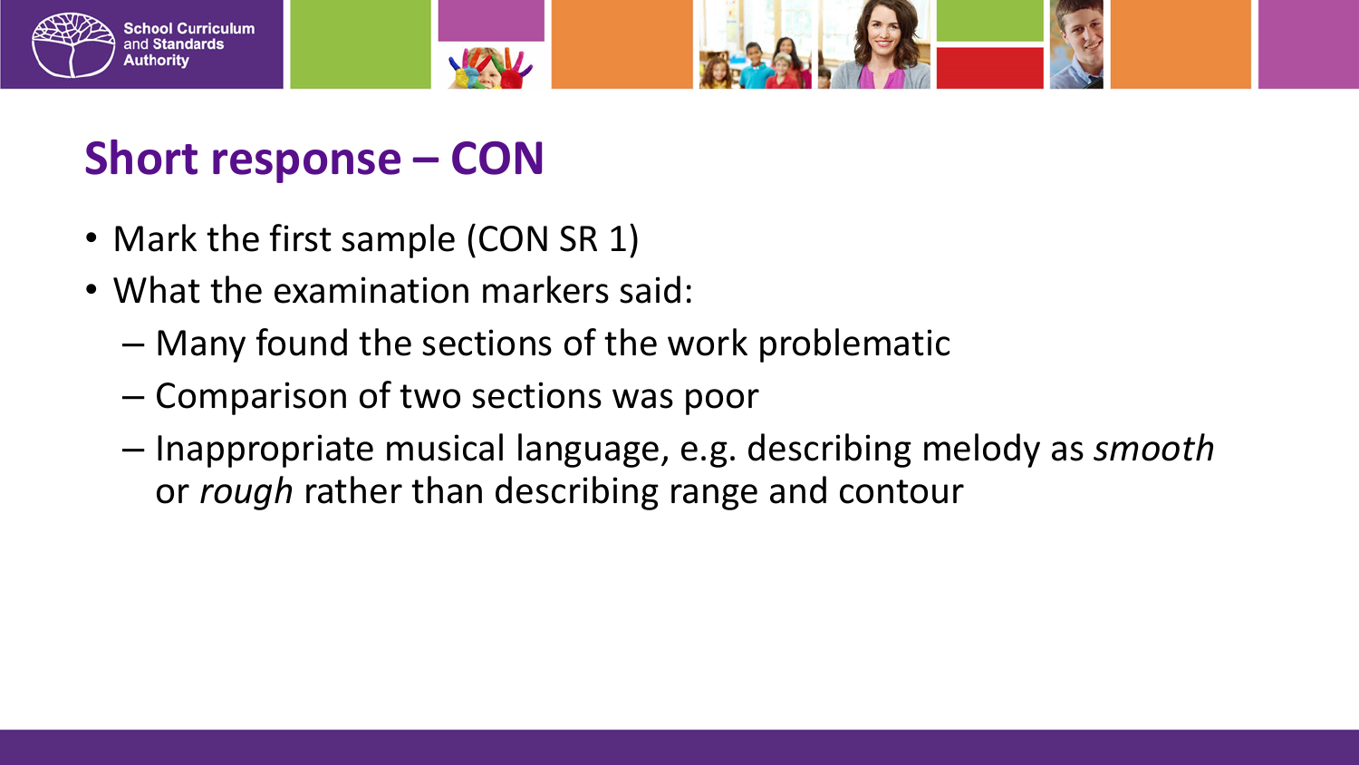# Short response – CON

- Mark the first sample (CON SR 1)
- What the examination markers said:
  - Many found the sections of the work problematic
  - Comparison of two sections was poor
  - Inappropriate musical language, e.g. describing melody as *smooth* or *rough* rather than describing range and contour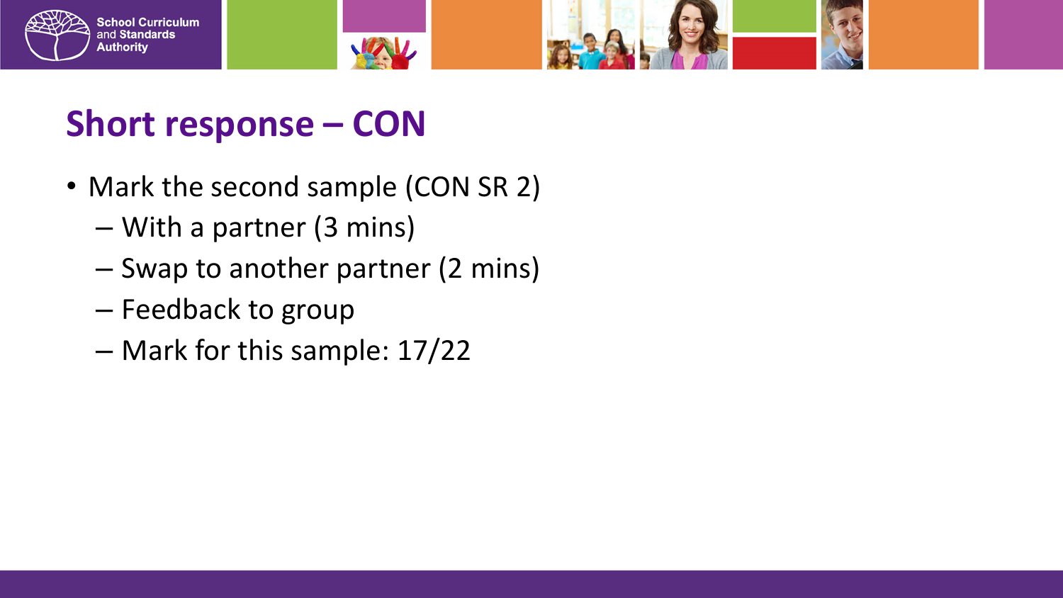# Short response – CON

- Mark the second sample (CON SR 2)
  - With a partner (3 mins)
  - Swap to another partner (2 mins)
  - Feedback to group
  - Mark for this sample: 17/22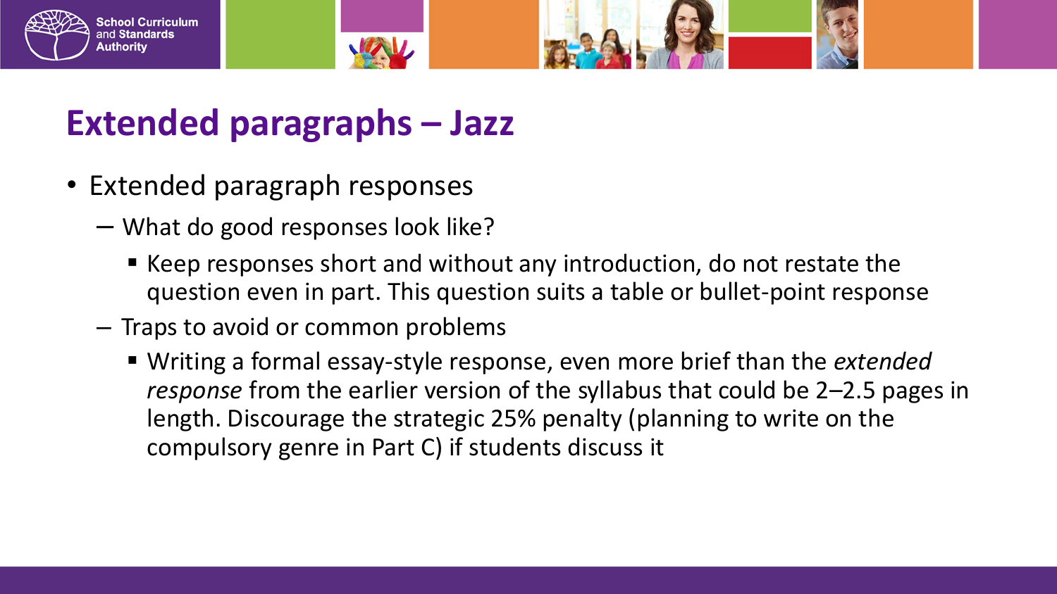# Extended paragraphs – Jazz

- Extended paragraph responses
  - What do good responses look like?
    - Keep responses short and without any introduction, do not restate the question even in part. This question suits a table or bullet-point response
  - Traps to avoid or common problems
    - Writing a formal essay-style response, even more brief than the *extended response* from the earlier version of the syllabus that could be 2–2.5 pages in length. Discourage the strategic 25% penalty (planning to write on the compulsory genre in Part C) if students discuss it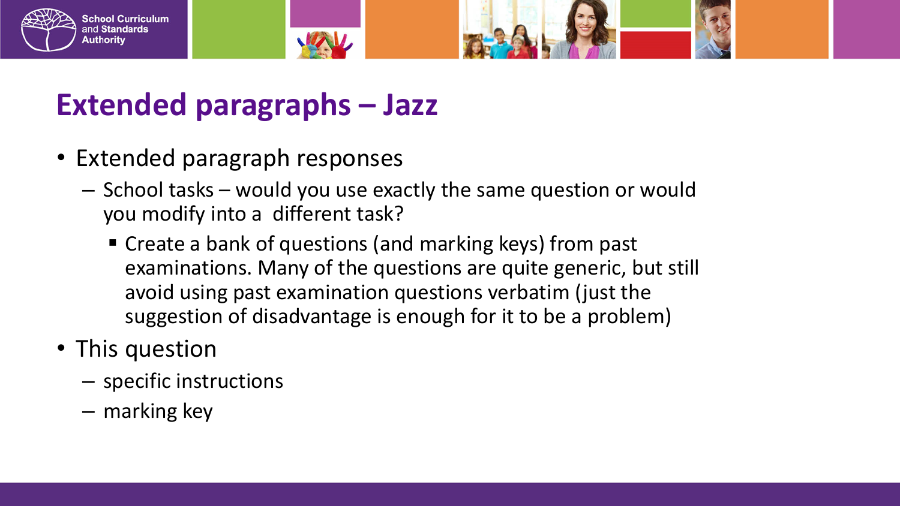# Extended paragraphs – Jazz

- Extended paragraph responses
  - School tasks – would you use exactly the same question or would you modify into a different task?
    - Create a bank of questions (and marking keys) from past examinations. Many of the questions are quite generic, but still avoid using past examination questions verbatim (just the suggestion of disadvantage is enough for it to be a problem)
- This question
  - specific instructions
  - marking key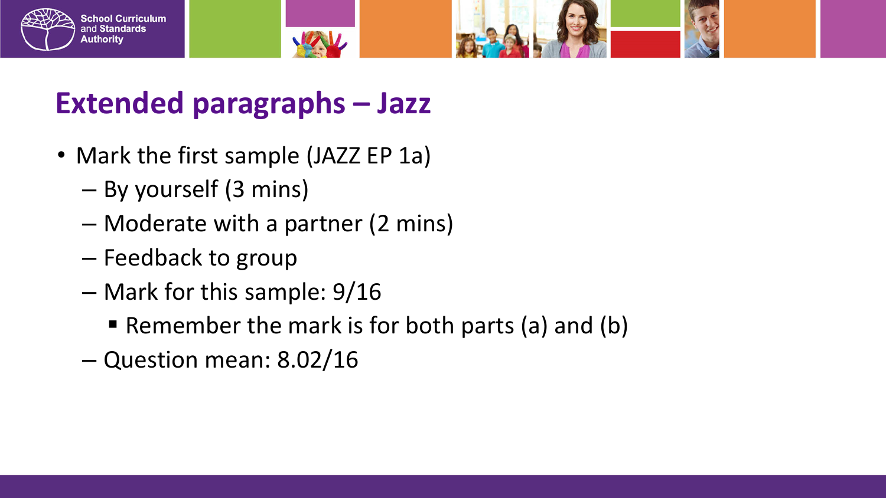# Extended paragraphs – Jazz

- Mark the first sample (JAZZ EP 1a)
  - By yourself (3 mins)
  - Moderate with a partner (2 mins)
  - Feedback to group
  - Mark for this sample: 9/16
    - Remember the mark is for both parts (a) and (b)
  - Question mean: 8.02/16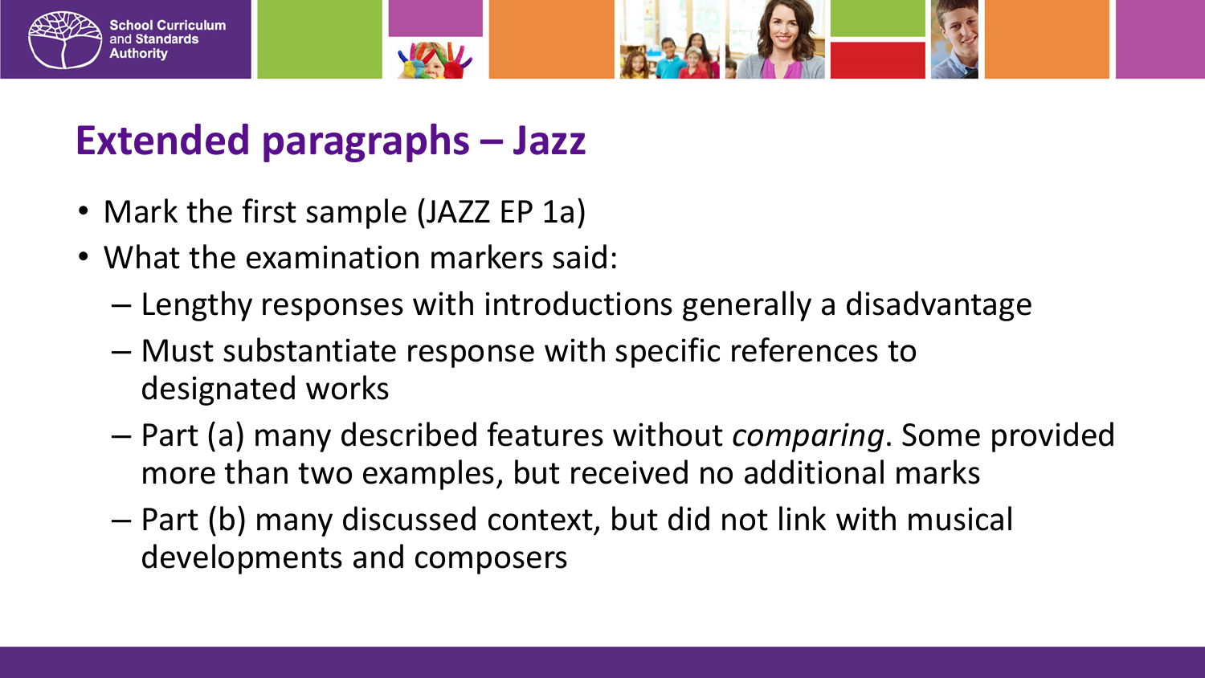# Extended paragraphs – Jazz

- Mark the first sample (JAZZ EP 1a)
- What the examination markers said:
  - Lengthy responses with introductions generally a disadvantage
  - Must substantiate response with specific references to designated works
  - Part (a) many described features without *comparing*. Some provided more than two examples, but received no additional marks
  - Part (b) many discussed context, but did not link with musical developments and composers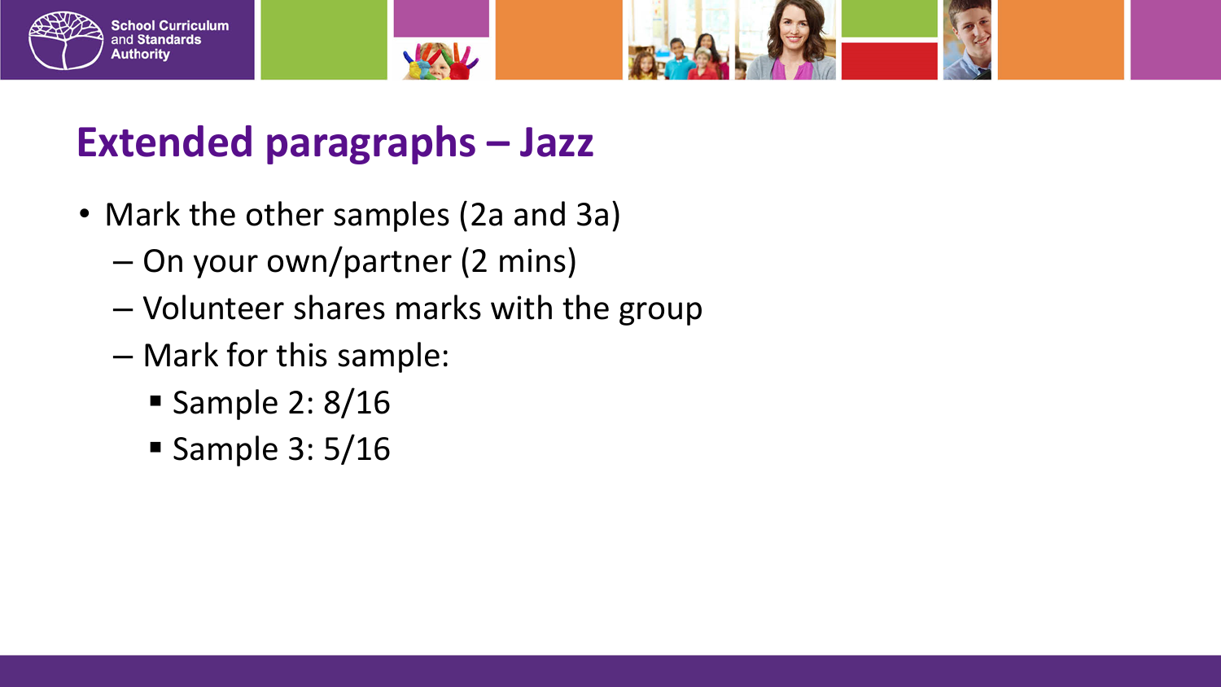# Extended paragraphs – Jazz

- Mark the other samples (2a and 3a)
  - On your own/partner (2 mins)
  - Volunteer shares marks with the group
  - Mark for this sample:
    - Sample 2: 8/16
    - Sample 3: 5/16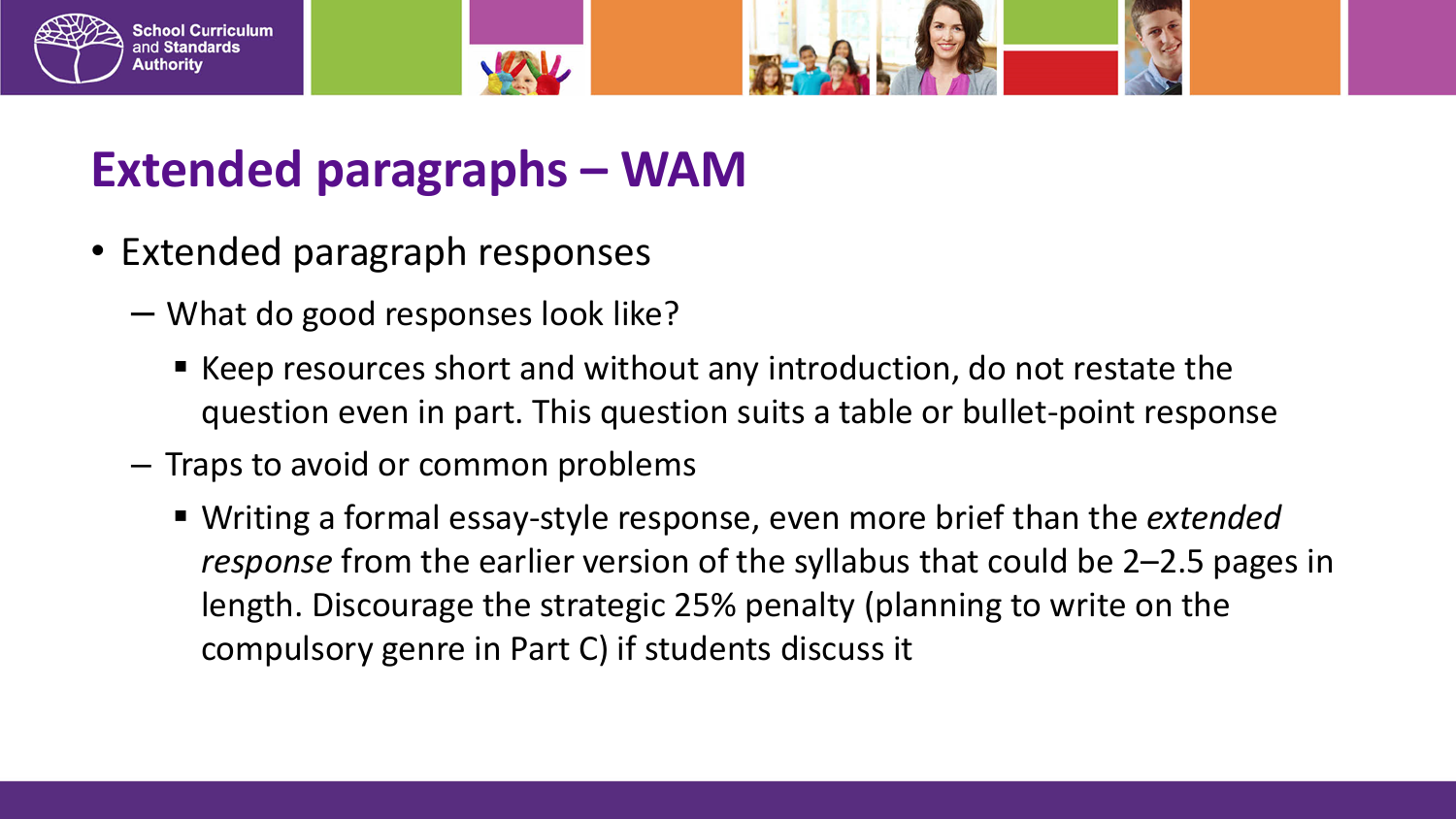# Extended paragraphs – WAM

- Extended paragraph responses
  - What do good responses look like?
    - Keep resources short and without any introduction, do not restate the question even in part. This question suits a table or bullet-point response
  - Traps to avoid or common problems
    - Writing a formal essay-style response, even more brief than the *extended response* from the earlier version of the syllabus that could be 2–2.5 pages in length. Discourage the strategic 25% penalty (planning to write on the compulsory genre in Part C) if students discuss it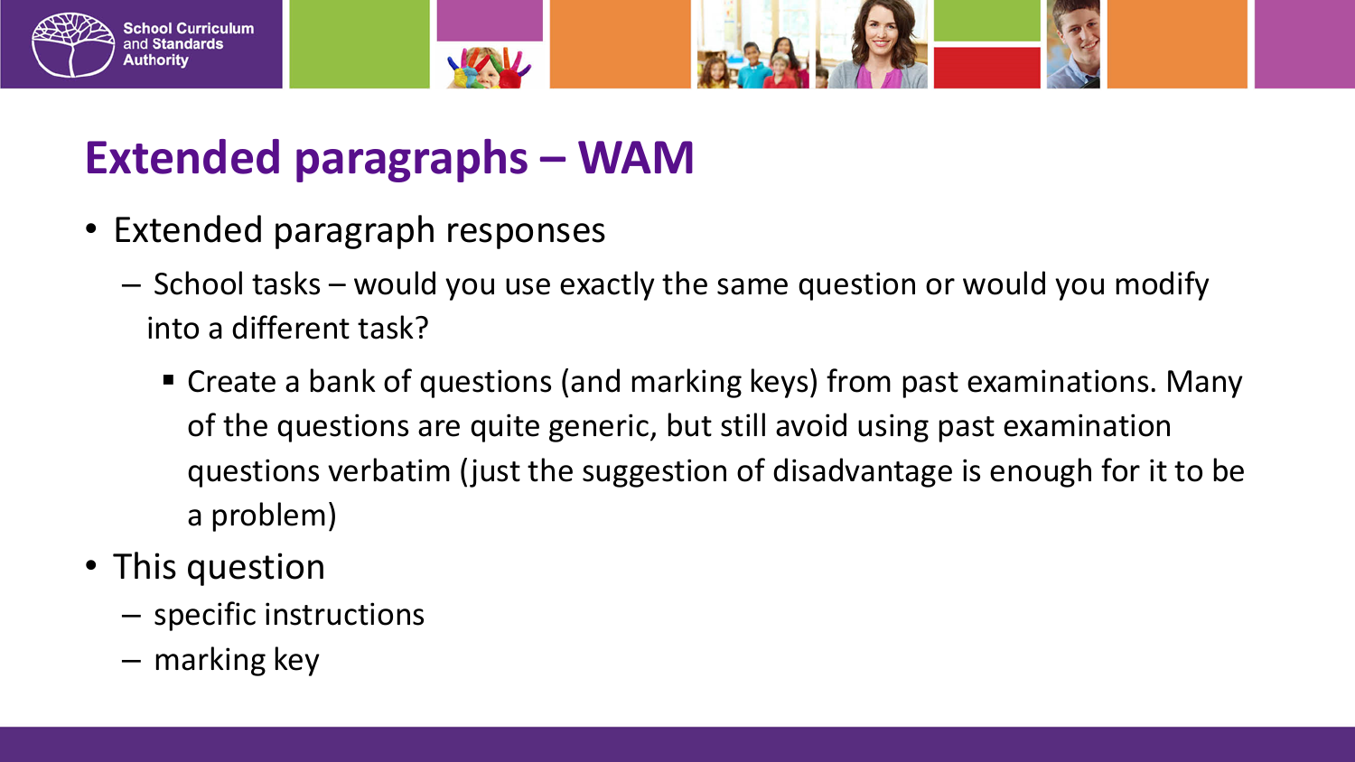# Extended paragraphs – WAM

- Extended paragraph responses
  - School tasks – would you use exactly the same question or would you modify into a different task?
    - Create a bank of questions (and marking keys) from past examinations. Many of the questions are quite generic, but still avoid using past examination questions verbatim (just the suggestion of disadvantage is enough for it to be a problem)
- This question
  - specific instructions
  - marking key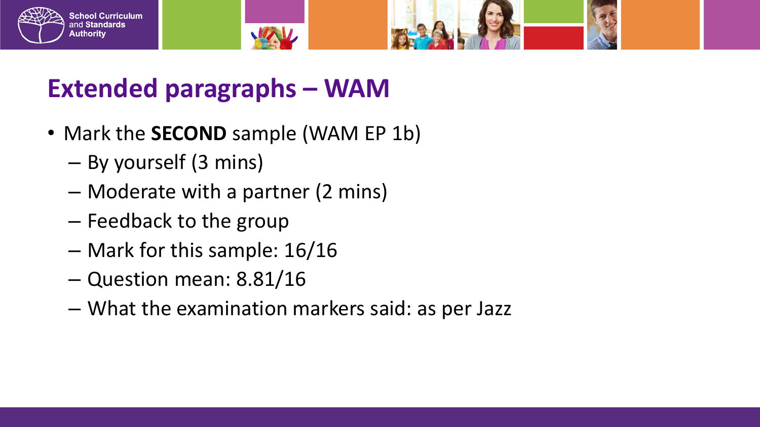# Extended paragraphs – WAM

- Mark the **SECOND** sample (WAM EP 1b)
  - By yourself (3 mins)
  - Moderate with a partner (2 mins)
  - Feedback to the group
  - Mark for this sample: 16/16
  - Question mean: 8.81/16
  - What the examination markers said: as per Jazz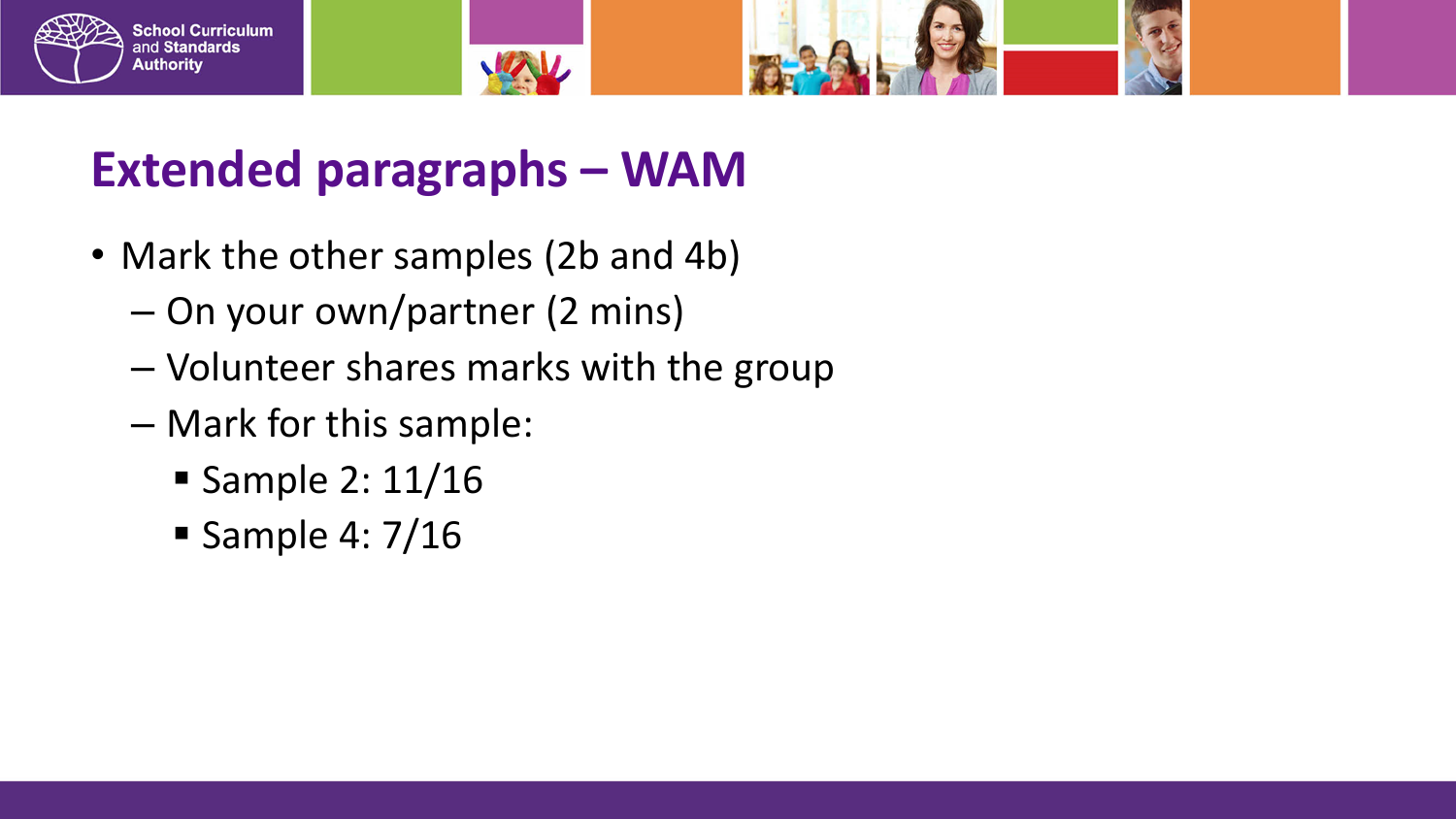# Extended paragraphs – WAM

- Mark the other samples (2b and 4b)
  - On your own/partner (2 mins)
  - Volunteer shares marks with the group
  - Mark for this sample:
    - Sample 2: 11/16
    - Sample 4: 7/16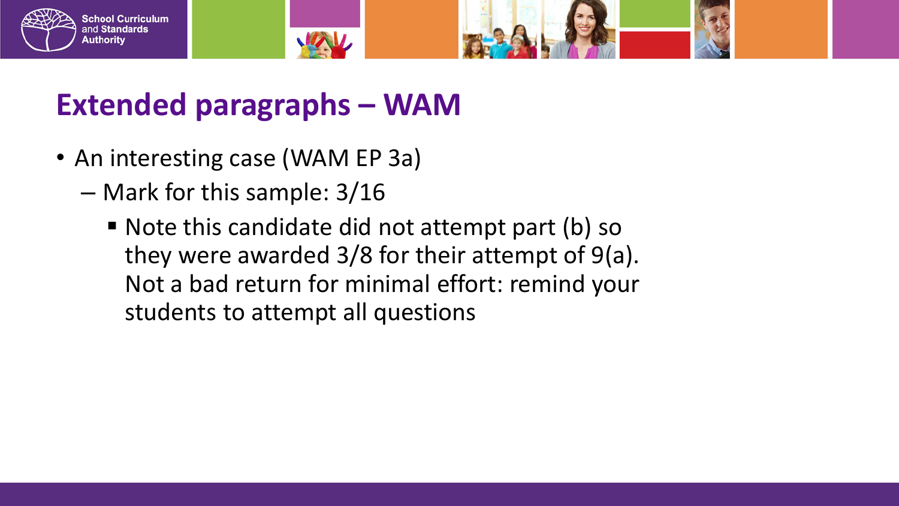# Extended paragraphs – WAM

- An interesting case (WAM EP 3a)
  - Mark for this sample: 3/16
    - Note this candidate did not attempt part (b) so they were awarded 3/8 for their attempt of 9(a). Not a bad return for minimal effort: remind your students to attempt all questions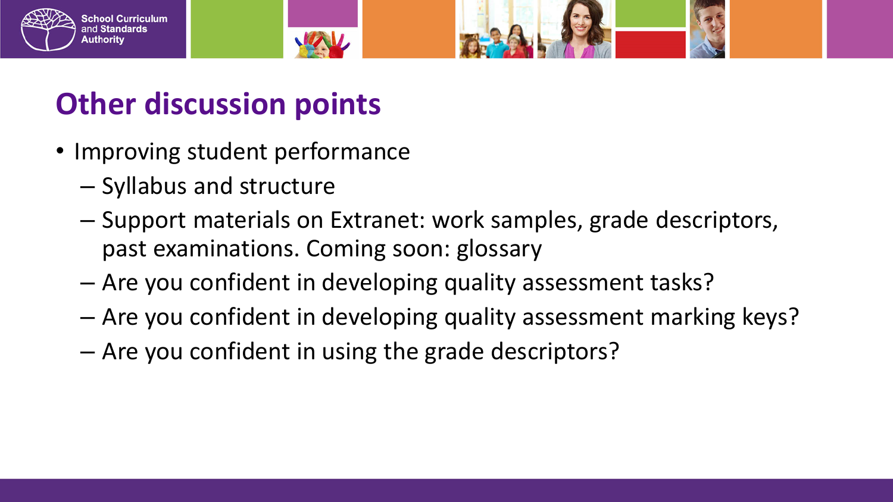# Other discussion points

- Improving student performance
  - Syllabus and structure
  - Support materials on Extranet: work samples, grade descriptors, past examinations. Coming soon: glossary
  - Are you confident in developing quality assessment tasks?
  - Are you confident in developing quality assessment marking keys?
  - Are you confident in using the grade descriptors?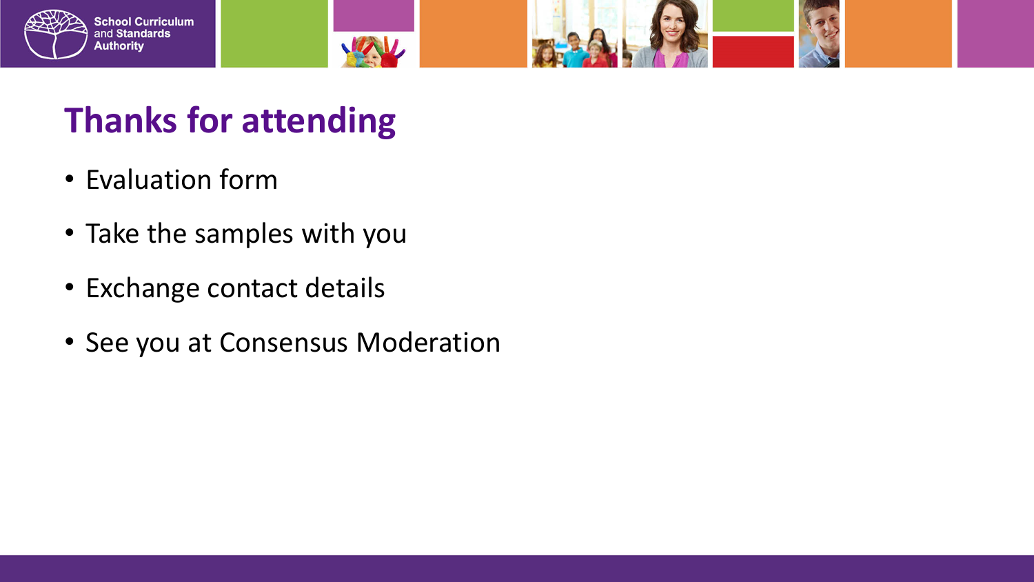# Thanks for attending

- Evaluation form
- Take the samples with you
- Exchange contact details
- See you at Consensus Moderation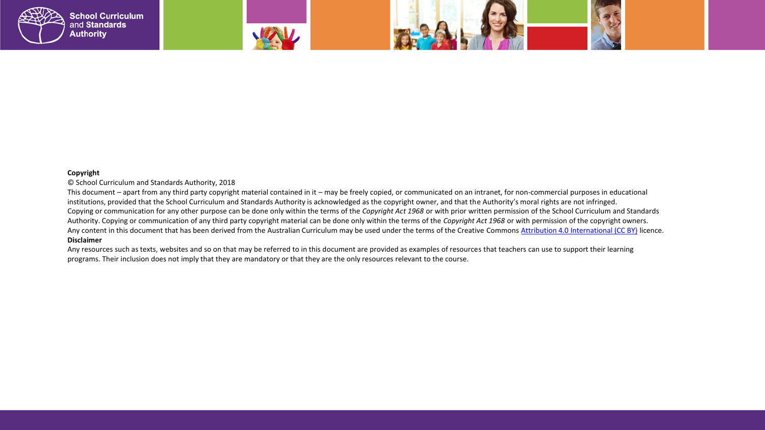**Copyright**

© School Curriculum and Standards Authority, 2018

This document – apart from any third party copyright material contained in it – may be freely copied, or communicated on an intranet, for non-commercial purposes in educational institutions, provided that the School Curriculum and Standards Authority is acknowledged as the copyright owner, and that the Authority's moral rights are not infringed.

Copying or communication for any other purpose can be done only within the terms of the *Copyright Act 1968* or with prior written permission of the School Curriculum and Standards Authority. Copying or communication of any third party copyright material can be done only within the terms of the *Copyright Act 1968* or with permission of the copyright owners.

Any content in this document that has been derived from the Australian Curriculum may be used under the terms of the Creative Commons Attribution 4.0 International (CC BY) licence.

**Disclaimer**

Any resources such as texts, websites and so on that may be referred to in this document are provided as examples of resources that teachers can use to support their learning programs. Their inclusion does not imply that they are mandatory or that they are the only resources relevant to the course.